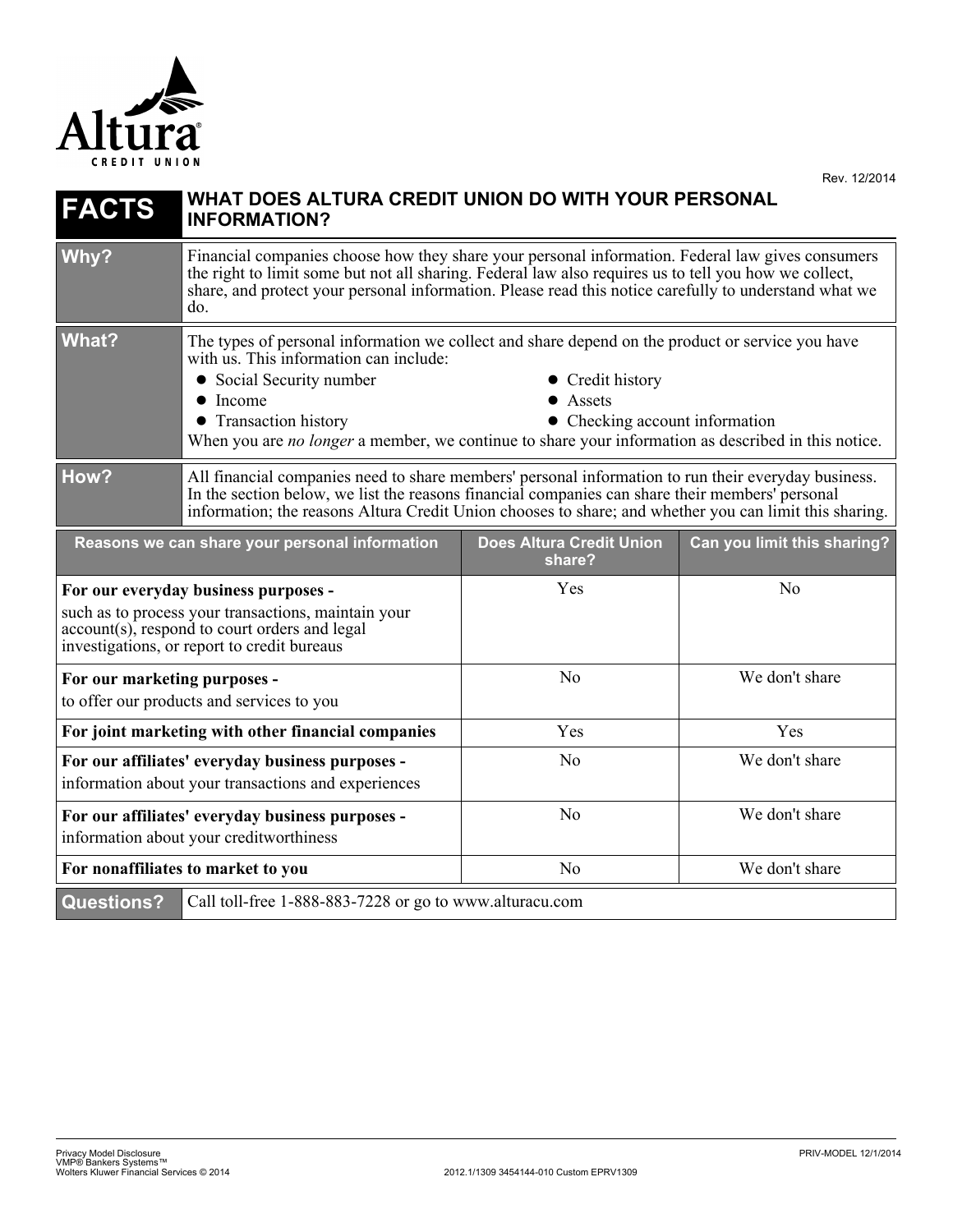Altura
CREDIT UNION

Rev. 12/2014

# FACTS — WHAT DOES ALTURA CREDIT UNION DO WITH YOUR PERSONAL INFORMATION?

| | |
|---|---|
| **Why?** | Financial companies choose how they share your personal information. Federal law gives consumers the right to limit some but not all sharing. Federal law also requires us to tell you how we collect, share, and protect your personal information. Please read this notice carefully to understand what we do. |
| **What?** | The types of personal information we collect and share depend on the product or service you have with us. This information can include:<br>• Social Security number<br>• Income<br>• Transaction history<br>• Credit history<br>• Assets<br>• Checking account information<br>When you are *no longer* a member, we continue to share your information as described in this notice. |
| **How?** | All financial companies need to share members' personal information to run their everyday business. In the section below, we list the reasons financial companies can share their members' personal information; the reasons Altura Credit Union chooses to share; and whether you can limit this sharing. |

| Reasons we can share your personal information | Does Altura Credit Union share? | Can you limit this sharing? |
|---|---|---|
| **For our everyday business purposes -** such as to process your transactions, maintain your account(s), respond to court orders and legal investigations, or report to credit bureaus | Yes | No |
| **For our marketing purposes -** to offer our products and services to you | No | We don't share |
| **For joint marketing with other financial companies** | Yes | Yes |
| **For our affiliates' everyday business purposes -** information about your transactions and experiences | No | We don't share |
| **For our affiliates' everyday business purposes -** information about your creditworthiness | No | We don't share |
| **For nonaffiliates to market to you** | No | We don't share |

| | |
|---|---|
| **Questions?** | Call toll-free 1-888-883-7228 or go to www.alturacu.com |

Privacy Model Disclosure
VMP® Bankers Systems™
Wolters Kluwer Financial Services © 2014

2012.1/1309 3454144-010 Custom EPRV1309

PRIV-MODEL 12/1/2014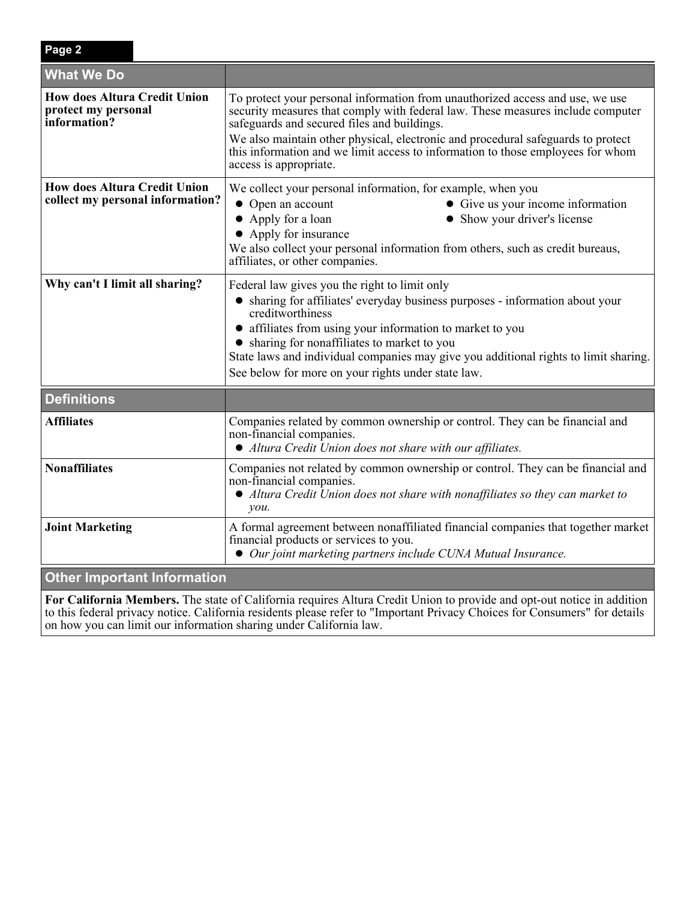| What We Do | |
|---|---|
| **How does Altura Credit Union protect my personal information?** | To protect your personal information from unauthorized access and use, we use security measures that comply with federal law. These measures include computer safeguards and secured files and buildings.<br>We also maintain other physical, electronic and procedural safeguards to protect this information and we limit access to information to those employees for whom access is appropriate. |
| **How does Altura Credit Union collect my personal information?** | We collect your personal information, for example, when you<br>● Open an account<br>● Apply for a loan<br>● Apply for insurance<br>● Give us your income information<br>● Show your driver's license<br>We also collect your personal information from others, such as credit bureaus, affiliates, or other companies. |
| **Why can't I limit all sharing?** | Federal law gives you the right to limit only<br>● sharing for affiliates' everyday business purposes - information about your creditworthiness<br>● affiliates from using your information to market to you<br>● sharing for nonaffiliates to market to you<br>State laws and individual companies may give you additional rights to limit sharing.<br>See below for more on your rights under state law. |

| Definitions | |
|---|---|
| **Affiliates** | Companies related by common ownership or control. They can be financial and non-financial companies.<br>● *Altura Credit Union does not share with our affiliates.* |
| **Nonaffiliates** | Companies not related by common ownership or control. They can be financial and non-financial companies.<br>● *Altura Credit Union does not share with nonaffiliates so they can market to you.* |
| **Joint Marketing** | A formal agreement between nonaffiliated financial companies that together market financial products or services to you.<br>● *Our joint marketing partners include CUNA Mutual Insurance.* |

## Other Important Information

**For California Members.** The state of California requires Altura Credit Union to provide and opt-out notice in addition to this federal privacy notice. California residents please refer to "Important Privacy Choices for Consumers" for details on how you can limit our information sharing under California law.